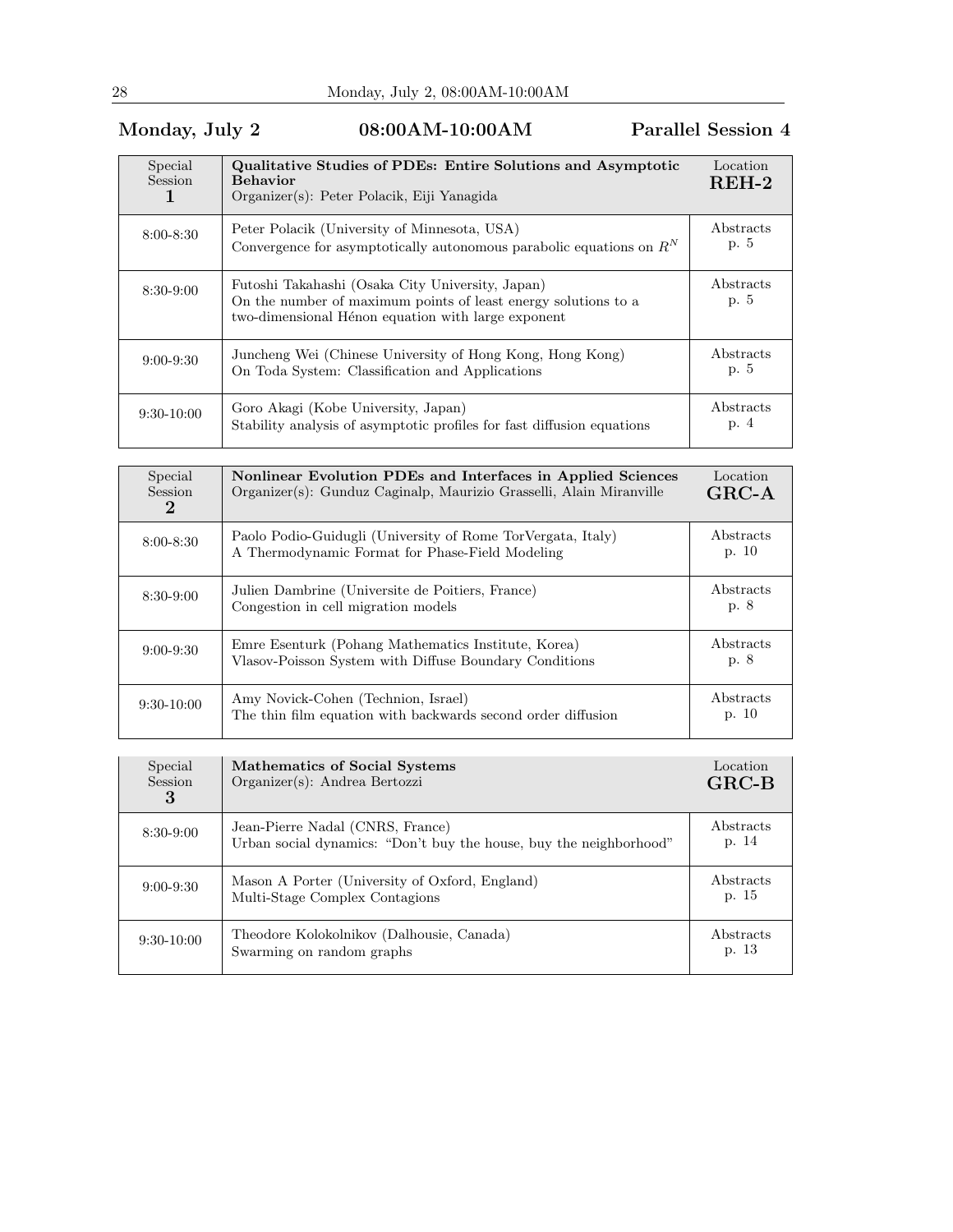## Monday, July 2 — 08:00AM-10:00AM — Parallel Session 4

| Special Session 1 | **Qualitative Studies of PDEs: Entire Solutions and Asymptotic Behavior**<br>Organizer(s): Peter Polacik, Eiji Yanagida | Location **REH-2** |
|---|---|---|
| 8:00-8:30 | Peter Polacik (University of Minnesota, USA)<br>Convergence for asymptotically autonomous parabolic equations on $R^N$ | Abstracts p. 5 |
| 8:30-9:00 | Futoshi Takahashi (Osaka City University, Japan)<br>On the number of maximum points of least energy solutions to a two-dimensional Hénon equation with large exponent | Abstracts p. 5 |
| 9:00-9:30 | Juncheng Wei (Chinese University of Hong Kong, Hong Kong)<br>On Toda System: Classification and Applications | Abstracts p. 5 |
| 9:30-10:00 | Goro Akagi (Kobe University, Japan)<br>Stability analysis of asymptotic profiles for fast diffusion equations | Abstracts p. 4 |

| Special Session 2 | **Nonlinear Evolution PDEs and Interfaces in Applied Sciences**<br>Organizer(s): Gunduz Caginalp, Maurizio Grasselli, Alain Miranville | Location **GRC-A** |
|---|---|---|
| 8:00-8:30 | Paolo Podio-Guidugli (University of Rome TorVergata, Italy)<br>A Thermodynamic Format for Phase-Field Modeling | Abstracts p. 10 |
| 8:30-9:00 | Julien Dambrine (Universite de Poitiers, France)<br>Congestion in cell migration models | Abstracts p. 8 |
| 9:00-9:30 | Emre Esenturk (Pohang Mathematics Institute, Korea)<br>Vlasov-Poisson System with Diffuse Boundary Conditions | Abstracts p. 8 |
| 9:30-10:00 | Amy Novick-Cohen (Technion, Israel)<br>The thin film equation with backwards second order diffusion | Abstracts p. 10 |

| Special Session 3 | **Mathematics of Social Systems**<br>Organizer(s): Andrea Bertozzi | Location **GRC-B** |
|---|---|---|
| 8:30-9:00 | Jean-Pierre Nadal (CNRS, France)<br>Urban social dynamics: "Don't buy the house, buy the neighborhood" | Abstracts p. 14 |
| 9:00-9:30 | Mason A Porter (University of Oxford, England)<br>Multi-Stage Complex Contagions | Abstracts p. 15 |
| 9:30-10:00 | Theodore Kolokolnikov (Dalhousie, Canada)<br>Swarming on random graphs | Abstracts p. 13 |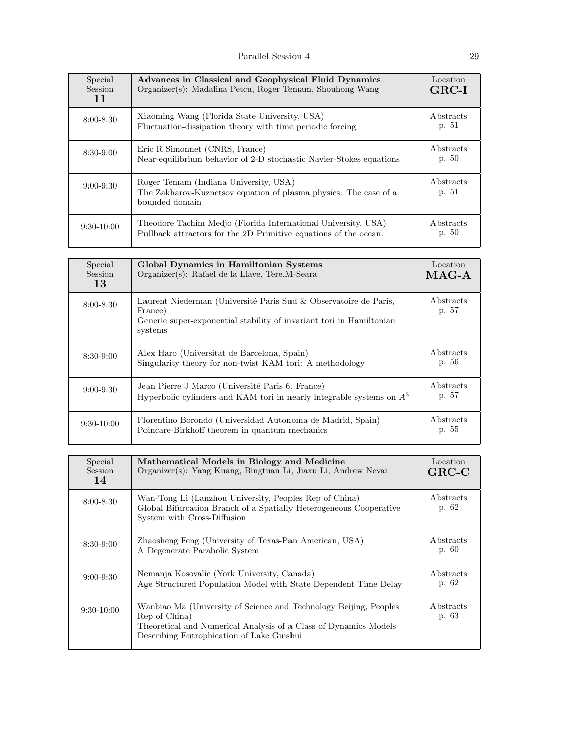| Special Session 11 | **Advances in Classical and Geophysical Fluid Dynamics**<br>Organizer(s): Madalina Petcu, Roger Temam, Shouhong Wang | Location **GRC-I** |
|---|---|---|
| 8:00-8:30 | Xiaoming Wang (Florida State University, USA)<br>Fluctuation-dissipation theory with time periodic forcing | Abstracts p. 51 |
| 8:30-9:00 | Eric R Simonnet (CNRS, France)<br>Near-equilibrium behavior of 2-D stochastic Navier-Stokes equations | Abstracts p. 50 |
| 9:00-9:30 | Roger Temam (Indiana University, USA)<br>The Zakharov-Kuznetsov equation of plasma physics: The case of a bounded domain | Abstracts p. 51 |
| 9:30-10:00 | Theodore Tachim Medjo (Florida International University, USA)<br>Pullback attractors for the 2D Primitive equations of the ocean. | Abstracts p. 50 |

| Special Session 13 | **Global Dynamics in Hamiltonian Systems**<br>Organizer(s): Rafael de la Llave, Tere.M-Seara | Location **MAG-A** |
|---|---|---|
| 8:00-8:30 | Laurent Niederman (Université Paris Sud & Observatoire de Paris, France)<br>Generic super-exponential stability of invariant tori in Hamiltonian systems | Abstracts p. 57 |
| 8:30-9:00 | Alex Haro (Universitat de Barcelona, Spain)<br>Singularity theory for non-twist KAM tori: A methodology | Abstracts p. 56 |
| 9:00-9:30 | Jean Pierre J Marco (Université Paris 6, France)<br>Hyperbolic cylinders and KAM tori in nearly integrable systems on $A^3$ | Abstracts p. 57 |
| 9:30-10:00 | Florentino Borondo (Universidad Autonoma de Madrid, Spain)<br>Poincare-Birkhoff theorem in quantum mechanics | Abstracts p. 55 |

| Special Session 14 | **Mathematical Models in Biology and Medicine**<br>Organizer(s): Yang Kuang, Bingtuan Li, Jiaxu Li, Andrew Nevai | Location **GRC-C** |
|---|---|---|
| 8:00-8:30 | Wan-Tong Li (Lanzhou University, Peoples Rep of China)<br>Global Bifurcation Branch of a Spatially Heterogeneous Cooperative System with Cross-Diffusion | Abstracts p. 62 |
| 8:30-9:00 | Zhaosheng Feng (University of Texas-Pan American, USA)<br>A Degenerate Parabolic System | Abstracts p. 60 |
| 9:00-9:30 | Nemanja Kosovalic (York University, Canada)<br>Age Structured Population Model with State Dependent Time Delay | Abstracts p. 62 |
| 9:30-10:00 | Wanbiao Ma (University of Science and Technology Beijing, Peoples Rep of China)<br>Theoretical and Numerical Analysis of a Class of Dynamics Models Describing Eutrophication of Lake Guishui | Abstracts p. 63 |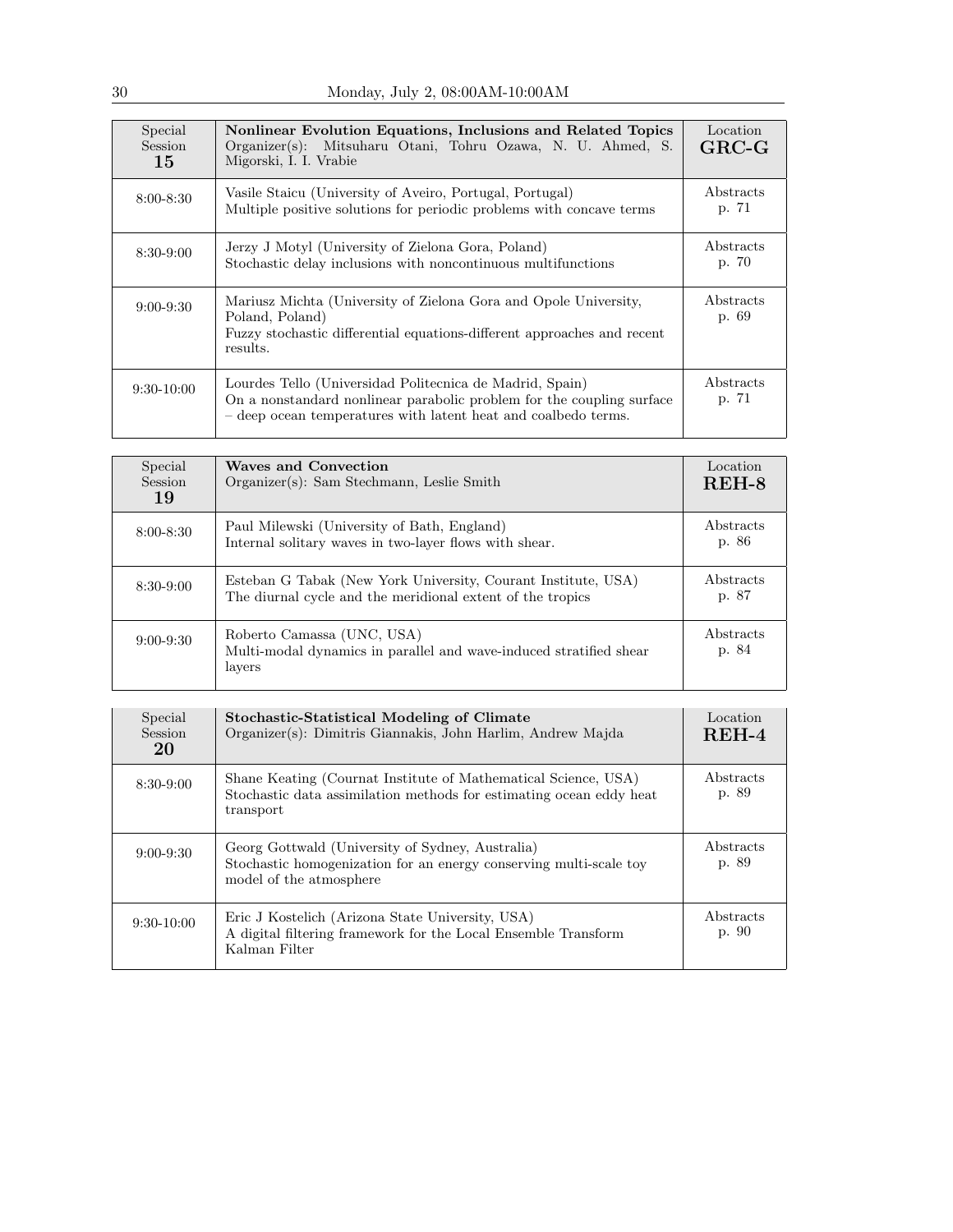| Special Session 15 | **Nonlinear Evolution Equations, Inclusions and Related Topics** Organizer(s): Mitsuharu Otani, Tohru Ozawa, N. U. Ahmed, S. Migorski, I. I. Vrabie | Location **GRC-G** |
|---|---|---|
| 8:00-8:30 | Vasile Staicu (University of Aveiro, Portugal, Portugal) Multiple positive solutions for periodic problems with concave terms | Abstracts p. 71 |
| 8:30-9:00 | Jerzy J Motyl (University of Zielona Gora, Poland) Stochastic delay inclusions with noncontinuous multifunctions | Abstracts p. 70 |
| 9:00-9:30 | Mariusz Michta (University of Zielona Gora and Opole University, Poland, Poland) Fuzzy stochastic differential equations-different approaches and recent results. | Abstracts p. 69 |
| 9:30-10:00 | Lourdes Tello (Universidad Politecnica de Madrid, Spain) On a nonstandard nonlinear parabolic problem for the coupling surface – deep ocean temperatures with latent heat and coalbedo terms. | Abstracts p. 71 |

| Special Session 19 | **Waves and Convection** Organizer(s): Sam Stechmann, Leslie Smith | Location **REH-8** |
|---|---|---|
| 8:00-8:30 | Paul Milewski (University of Bath, England) Internal solitary waves in two-layer flows with shear. | Abstracts p. 86 |
| 8:30-9:00 | Esteban G Tabak (New York University, Courant Institute, USA) The diurnal cycle and the meridional extent of the tropics | Abstracts p. 87 |
| 9:00-9:30 | Roberto Camassa (UNC, USA) Multi-modal dynamics in parallel and wave-induced stratified shear layers | Abstracts p. 84 |

| Special Session 20 | **Stochastic-Statistical Modeling of Climate** Organizer(s): Dimitris Giannakis, John Harlim, Andrew Majda | Location **REH-4** |
|---|---|---|
| 8:30-9:00 | Shane Keating (Cournat Institute of Mathematical Science, USA) Stochastic data assimilation methods for estimating ocean eddy heat transport | Abstracts p. 89 |
| 9:00-9:30 | Georg Gottwald (University of Sydney, Australia) Stochastic homogenization for an energy conserving multi-scale toy model of the atmosphere | Abstracts p. 89 |
| 9:30-10:00 | Eric J Kostelich (Arizona State University, USA) A digital filtering framework for the Local Ensemble Transform Kalman Filter | Abstracts p. 90 |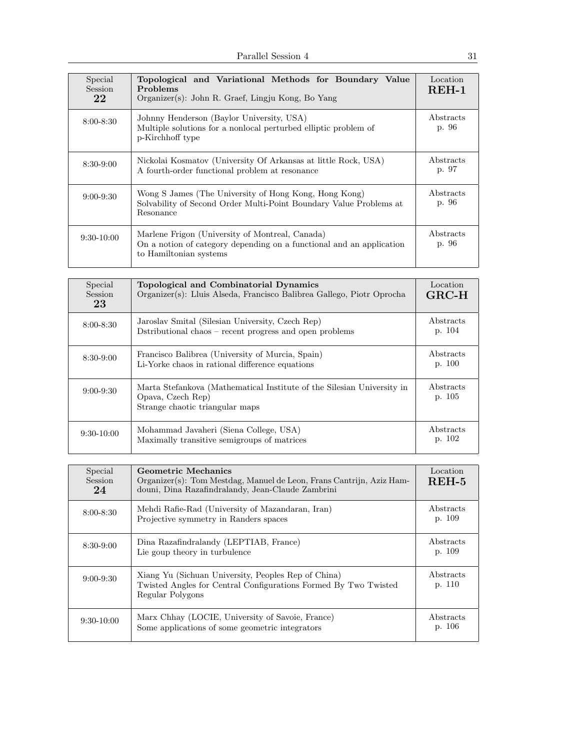| Special Session **22** | **Topological and Variational Methods for Boundary Value Problems**<br>Organizer(s): John R. Graef, Lingju Kong, Bo Yang | Location **REH-1** |
|---|---|---|
| 8:00-8:30 | Johnny Henderson (Baylor University, USA)<br>Multiple solutions for a nonlocal perturbed elliptic problem of p-Kirchhoff type | Abstracts p. 96 |
| 8:30-9:00 | Nickolai Kosmatov (University Of Arkansas at little Rock, USA)<br>A fourth-order functional problem at resonance | Abstracts p. 97 |
| 9:00-9:30 | Wong S James (The University of Hong Kong, Hong Kong)<br>Solvability of Second Order Multi-Point Boundary Value Problems at Resonance | Abstracts p. 96 |
| 9:30-10:00 | Marlene Frigon (University of Montreal, Canada)<br>On a notion of category depending on a functional and an application to Hamiltonian systems | Abstracts p. 96 |

| Special Session **23** | **Topological and Combinatorial Dynamics**<br>Organizer(s): Lluis Alseda, Francisco Balibrea Gallego, Piotr Oprocha | Location **GRC-H** |
|---|---|---|
| 8:00-8:30 | Jaroslav Smital (Silesian University, Czech Rep)<br>Dstributional chaos – recent progress and open problems | Abstracts p. 104 |
| 8:30-9:00 | Francisco Balibrea (University of Murcia, Spain)<br>Li-Yorke chaos in rational difference equations | Abstracts p. 100 |
| 9:00-9:30 | Marta Stefankova (Mathematical Institute of the Silesian University in Opava, Czech Rep)<br>Strange chaotic triangular maps | Abstracts p. 105 |
| 9:30-10:00 | Mohammad Javaheri (Siena College, USA)<br>Maximally transitive semigroups of matrices | Abstracts p. 102 |

| Special Session **24** | **Geometric Mechanics**<br>Organizer(s): Tom Mestdag, Manuel de Leon, Frans Cantrijn, Aziz Hamdouni, Dina Razafindralandy, Jean-Claude Zambrini | Location **REH-5** |
|---|---|---|
| 8:00-8:30 | Mehdi Rafie-Rad (University of Mazandaran, Iran)<br>Projective symmetry in Randers spaces | Abstracts p. 109 |
| 8:30-9:00 | Dina Razafindralandy (LEPTIAB, France)<br>Lie goup theory in turbulence | Abstracts p. 109 |
| 9:00-9:30 | Xiang Yu (Sichuan University, Peoples Rep of China)<br>Twisted Angles for Central Configurations Formed By Two Twisted Regular Polygons | Abstracts p. 110 |
| 9:30-10:00 | Marx Chhay (LOCIE, University of Savoie, France)<br>Some applications of some geometric integrators | Abstracts p. 106 |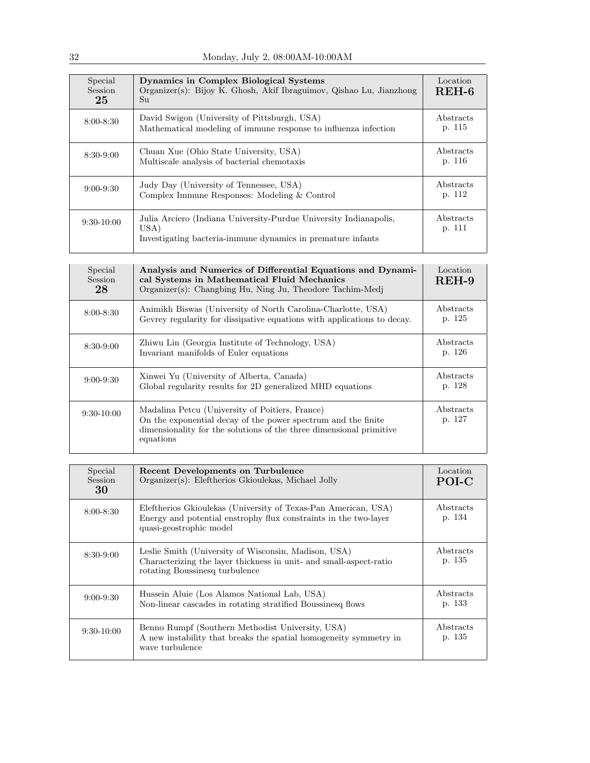| Special Session 25 | **Dynamics in Complex Biological Systems** Organizer(s): Bijoy K. Ghosh, Akif Ibraguimov, Qishao Lu, Jianzhong Su | Location **REH-6** |
|---|---|---|
| 8:00-8:30 | David Swigon (University of Pittsburgh, USA) Mathematical modeling of immune response to influenza infection | Abstracts p. 115 |
| 8:30-9:00 | Chuan Xue (Ohio State University, USA) Multiscale analysis of bacterial chemotaxis | Abstracts p. 116 |
| 9:00-9:30 | Judy Day (University of Tennessee, USA) Complex Immune Responses: Modeling & Control | Abstracts p. 112 |
| 9:30-10:00 | Julia Arciero (Indiana University-Purdue University Indianapolis, USA) Investigating bacteria-immune dynamics in premature infants | Abstracts p. 111 |

| Special Session 28 | **Analysis and Numerics of Differential Equations and Dynamical Systems in Mathematical Fluid Mechanics** Organizer(s): Changbing Hu, Ning Ju, Theodore Tachim-Medj | Location **REH-9** |
|---|---|---|
| 8:00-8:30 | Animikh Biswas (University of North Carolina-Charlotte, USA) Gevrey regularity for dissipative equations with applications to decay. | Abstracts p. 125 |
| 8:30-9:00 | Zhiwu Lin (Georgia Institute of Technology, USA) Invariant manifolds of Euler equations | Abstracts p. 126 |
| 9:00-9:30 | Xinwei Yu (University of Alberta, Canada) Global regularity results for 2D generalized MHD equations | Abstracts p. 128 |
| 9:30-10:00 | Madalina Petcu (University of Poitiers, France) On the exponential decay of the power spectrum and the finite dimensionality for the solutions of the three dimensional primitive equations | Abstracts p. 127 |

| Special Session 30 | **Recent Developments on Turbulence** Organizer(s): Eleftherios Gkioulekas, Michael Jolly | Location **POI-C** |
|---|---|---|
| 8:00-8:30 | Eleftherios Gkioulekas (University of Texas-Pan American, USA) Energy and potential enstrophy flux constraints in the two-layer quasi-geostrophic model | Abstracts p. 134 |
| 8:30-9:00 | Leslie Smith (University of Wisconsin, Madison, USA) Characterizing the layer thickness in unit- and small-aspect-ratio rotating Boussinesq turbulence | Abstracts p. 135 |
| 9:00-9:30 | Hussein Aluie (Los Alamos National Lab, USA) Non-linear cascades in rotating stratified Boussinesq flows | Abstracts p. 133 |
| 9:30-10:00 | Benno Rumpf (Southern Methodist University, USA) A new instability that breaks the spatial homogeneity symmetry in wave turbulence | Abstracts p. 135 |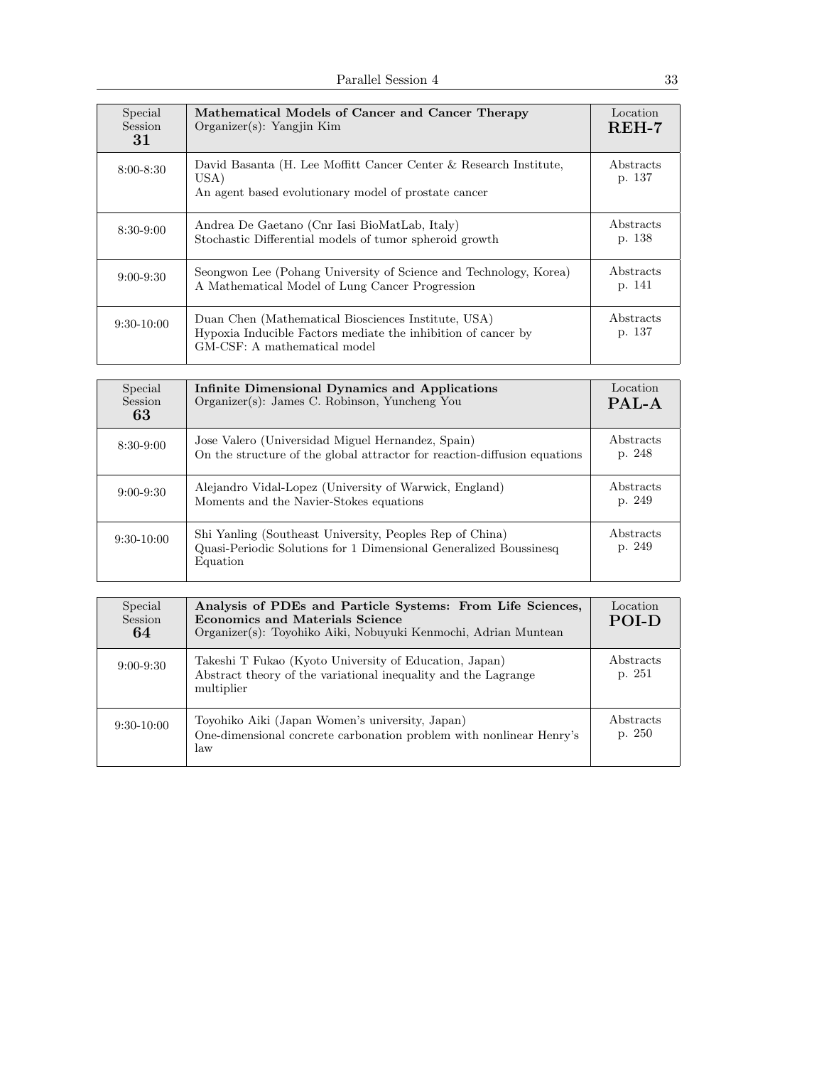| Special Session **31** | **Mathematical Models of Cancer and Cancer Therapy** Organizer(s): Yangjin Kim | Location **REH-7** |
|---|---|---|
| 8:00-8:30 | David Basanta (H. Lee Moffitt Cancer Center & Research Institute, USA) An agent based evolutionary model of prostate cancer | Abstracts p. 137 |
| 8:30-9:00 | Andrea De Gaetano (Cnr Iasi BioMatLab, Italy) Stochastic Differential models of tumor spheroid growth | Abstracts p. 138 |
| 9:00-9:30 | Seongwon Lee (Pohang University of Science and Technology, Korea) A Mathematical Model of Lung Cancer Progression | Abstracts p. 141 |
| 9:30-10:00 | Duan Chen (Mathematical Biosciences Institute, USA) Hypoxia Inducible Factors mediate the inhibition of cancer by GM-CSF: A mathematical model | Abstracts p. 137 |

| Special Session **63** | **Infinite Dimensional Dynamics and Applications** Organizer(s): James C. Robinson, Yuncheng You | Location **PAL-A** |
|---|---|---|
| 8:30-9:00 | Jose Valero (Universidad Miguel Hernandez, Spain) On the structure of the global attractor for reaction-diffusion equations | Abstracts p. 248 |
| 9:00-9:30 | Alejandro Vidal-Lopez (University of Warwick, England) Moments and the Navier-Stokes equations | Abstracts p. 249 |
| 9:30-10:00 | Shi Yanling (Southeast University, Peoples Rep of China) Quasi-Periodic Solutions for 1 Dimensional Generalized Boussinesq Equation | Abstracts p. 249 |

| Special Session **64** | **Analysis of PDEs and Particle Systems: From Life Sciences, Economics and Materials Science** Organizer(s): Toyohiko Aiki, Nobuyuki Kenmochi, Adrian Muntean | Location **POI-D** |
|---|---|---|
| 9:00-9:30 | Takeshi T Fukao (Kyoto University of Education, Japan) Abstract theory of the variational inequality and the Lagrange multiplier | Abstracts p. 251 |
| 9:30-10:00 | Toyohiko Aiki (Japan Women's university, Japan) One-dimensional concrete carbonation problem with nonlinear Henry's law | Abstracts p. 250 |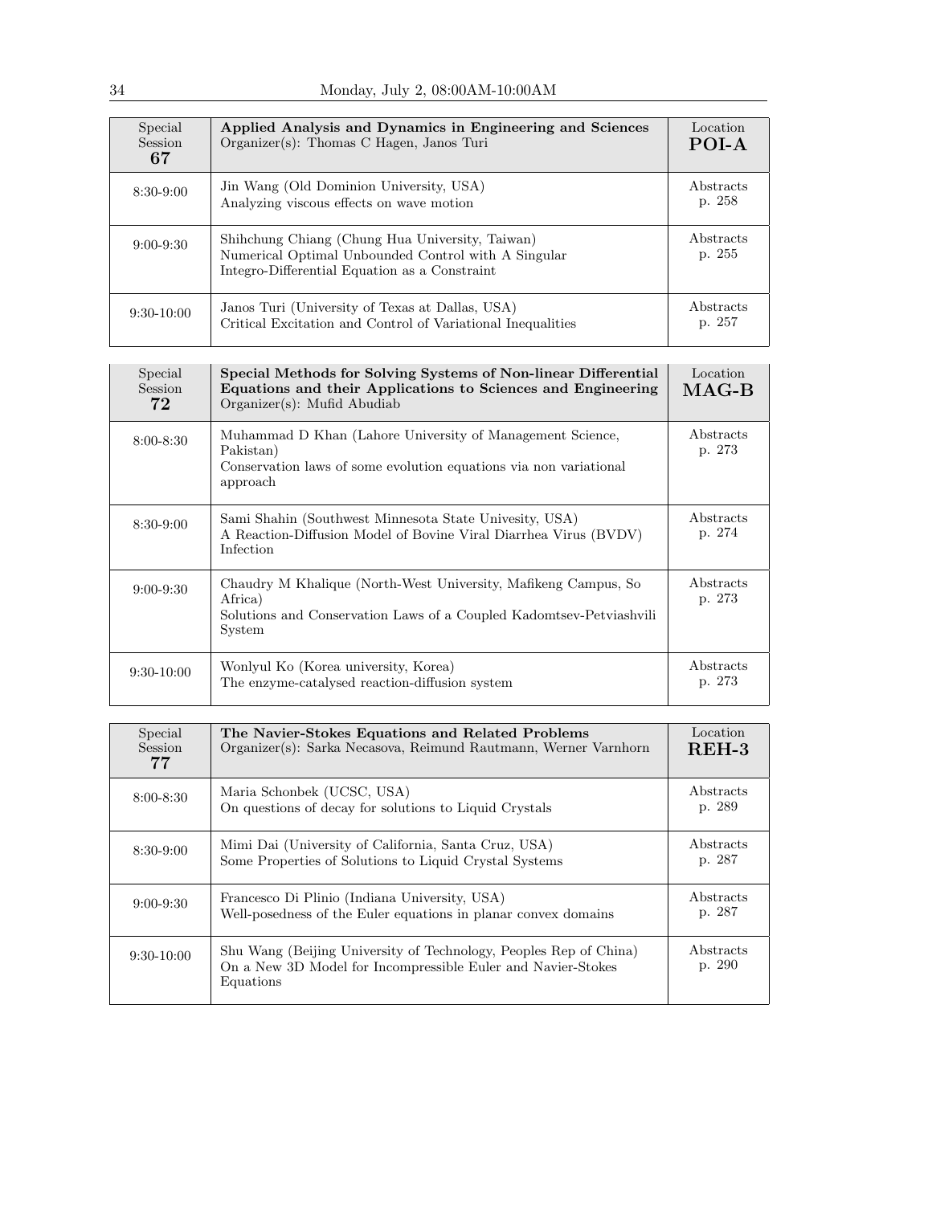| Special Session 67 | **Applied Analysis and Dynamics in Engineering and Sciences** Organizer(s): Thomas C Hagen, Janos Turi | Location **POI-A** |
|---|---|---|
| 8:30-9:00 | Jin Wang (Old Dominion University, USA) Analyzing viscous effects on wave motion | Abstracts p. 258 |
| 9:00-9:30 | Shihchung Chiang (Chung Hua University, Taiwan) Numerical Optimal Unbounded Control with A Singular Integro-Differential Equation as a Constraint | Abstracts p. 255 |
| 9:30-10:00 | Janos Turi (University of Texas at Dallas, USA) Critical Excitation and Control of Variational Inequalities | Abstracts p. 257 |

| Special Session 72 | **Special Methods for Solving Systems of Non-linear Differential Equations and their Applications to Sciences and Engineering** Organizer(s): Mufid Abudiab | Location **MAG-B** |
|---|---|---|
| 8:00-8:30 | Muhammad D Khan (Lahore University of Management Science, Pakistan) Conservation laws of some evolution equations via non variational approach | Abstracts p. 273 |
| 8:30-9:00 | Sami Shahin (Southwest Minnesota State Univesity, USA) A Reaction-Diffusion Model of Bovine Viral Diarrhea Virus (BVDV) Infection | Abstracts p. 274 |
| 9:00-9:30 | Chaudry M Khalique (North-West University, Mafikeng Campus, So Africa) Solutions and Conservation Laws of a Coupled Kadomtsev-Petviashvili System | Abstracts p. 273 |
| 9:30-10:00 | Wonlyul Ko (Korea university, Korea) The enzyme-catalysed reaction-diffusion system | Abstracts p. 273 |

| Special Session 77 | **The Navier-Stokes Equations and Related Problems** Organizer(s): Sarka Necasova, Reimund Rautmann, Werner Varnhorn | Location **REH-3** |
|---|---|---|
| 8:00-8:30 | Maria Schonbek (UCSC, USA) On questions of decay for solutions to Liquid Crystals | Abstracts p. 289 |
| 8:30-9:00 | Mimi Dai (University of California, Santa Cruz, USA) Some Properties of Solutions to Liquid Crystal Systems | Abstracts p. 287 |
| 9:00-9:30 | Francesco Di Plinio (Indiana University, USA) Well-posedness of the Euler equations in planar convex domains | Abstracts p. 287 |
| 9:30-10:00 | Shu Wang (Beijing University of Technology, Peoples Rep of China) On a New 3D Model for Incompressible Euler and Navier-Stokes Equations | Abstracts p. 290 |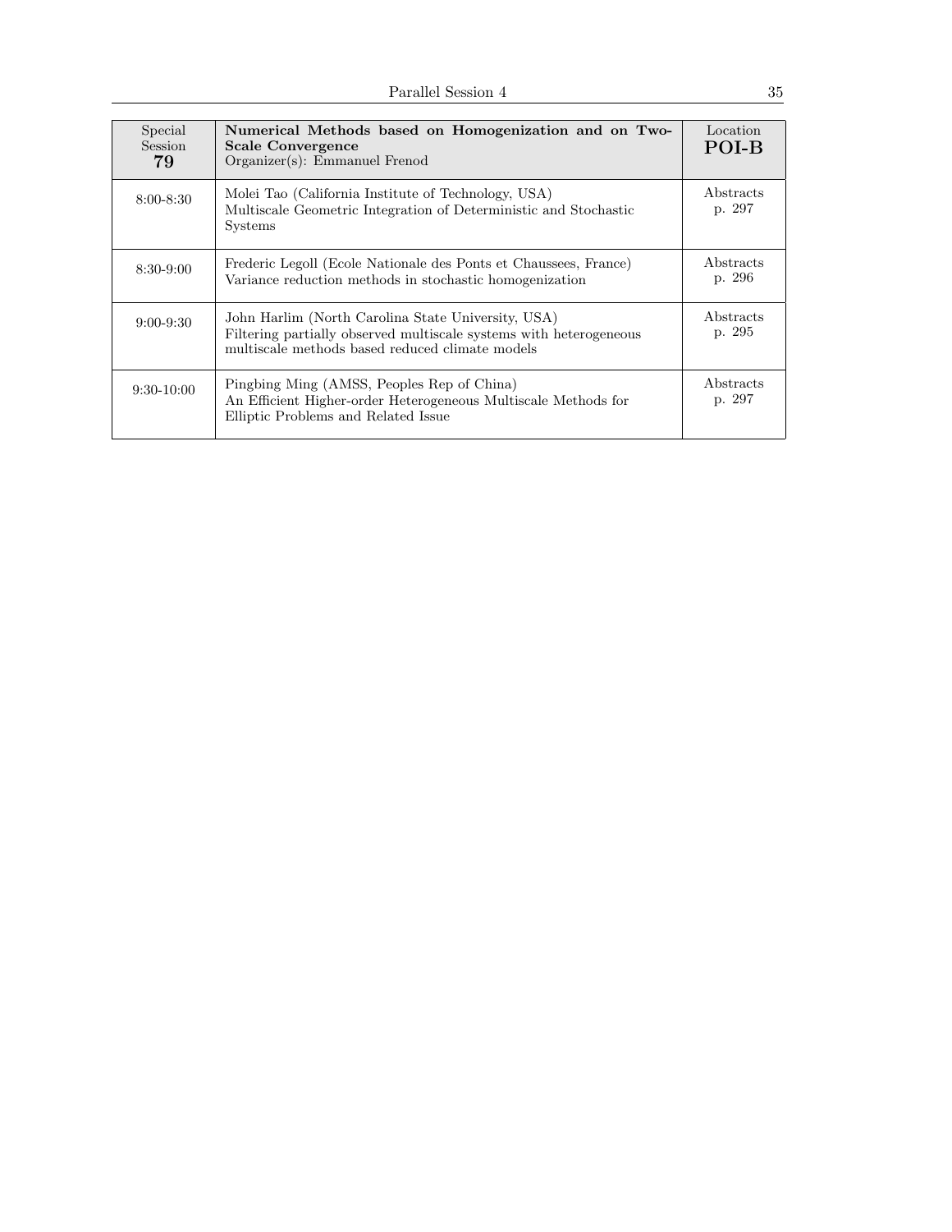| Special Session 79 | **Numerical Methods based on Homogenization and on Two-Scale Convergence** Organizer(s): Emmanuel Frenod | Location **POI-B** |
|---|---|---|
| 8:00-8:30 | Molei Tao (California Institute of Technology, USA) Multiscale Geometric Integration of Deterministic and Stochastic Systems | Abstracts p. 297 |
| 8:30-9:00 | Frederic Legoll (Ecole Nationale des Ponts et Chaussees, France) Variance reduction methods in stochastic homogenization | Abstracts p. 296 |
| 9:00-9:30 | John Harlim (North Carolina State University, USA) Filtering partially observed multiscale systems with heterogeneous multiscale methods based reduced climate models | Abstracts p. 295 |
| 9:30-10:00 | Pingbing Ming (AMSS, Peoples Rep of China) An Efficient Higher-order Heterogeneous Multiscale Methods for Elliptic Problems and Related Issue | Abstracts p. 297 |